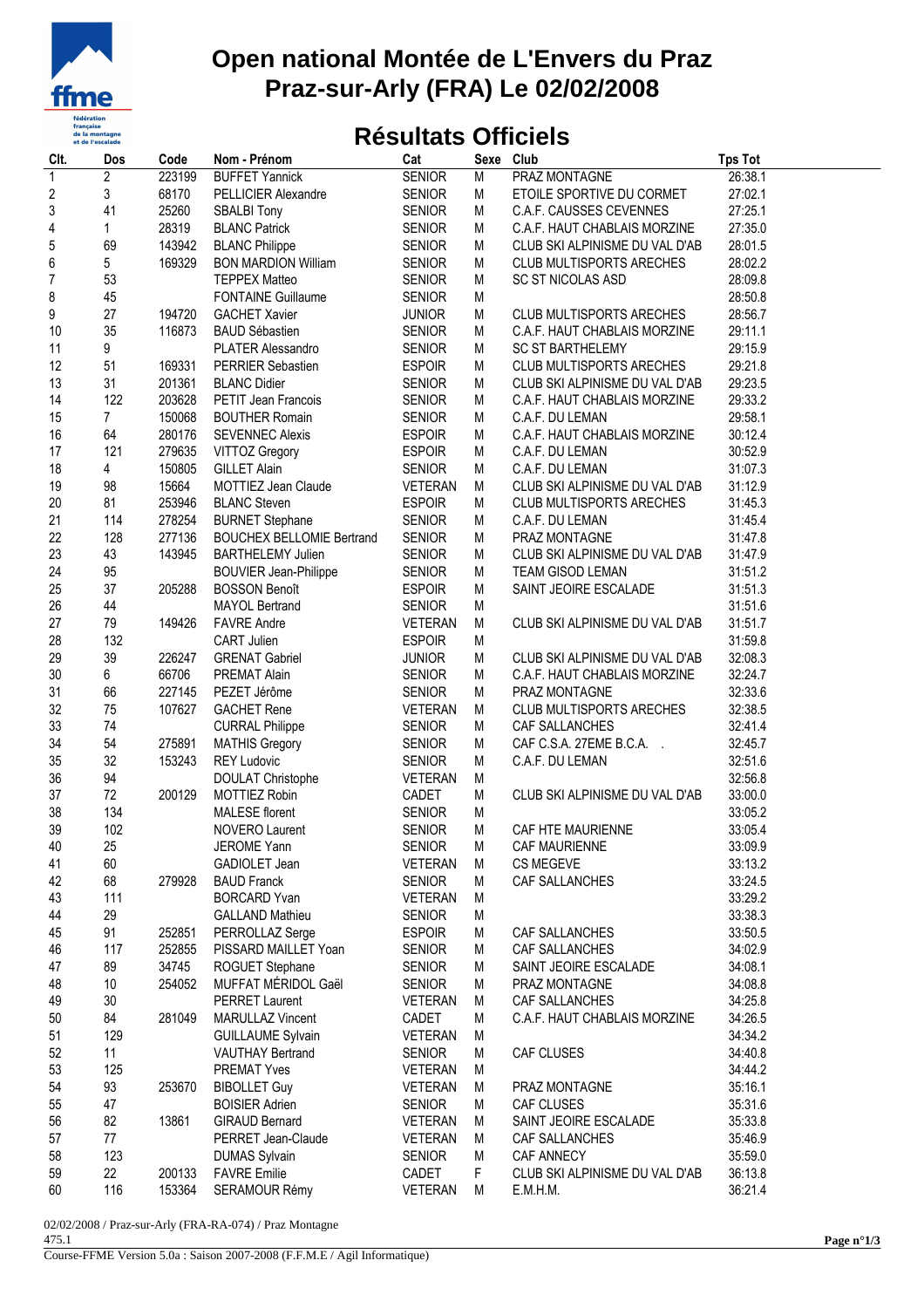# Open national Montée de L'Envers du Praz Praz-sur-Arly (FRA) Le 02/02/2008

## Résultats Officiels

| Clt. | Dos | Code | Nom - Prénom | Cat | Sexe | Club | Tps Tot |
|---|---|---|---|---|---|---|---|
| 1 | 2 | 223199 | BUFFET Yannick | SENIOR | M | PRAZ MONTAGNE | 26:38.1 |
| 2 | 3 | 68170 | PELLICIER Alexandre | SENIOR | M | ETOILE SPORTIVE DU CORMET | 27:02.1 |
| 3 | 41 | 25260 | SBALBI Tony | SENIOR | M | C.A.F. CAUSSES CEVENNES | 27:25.1 |
| 4 | 1 | 28319 | BLANC Patrick | SENIOR | M | C.A.F. HAUT CHABLAIS MORZINE | 27:35.0 |
| 5 | 69 | 143942 | BLANC Philippe | SENIOR | M | CLUB SKI ALPINISME DU VAL D'AB | 28:01.5 |
| 6 | 5 | 169329 | BON MARDION William | SENIOR | M | CLUB MULTISPORTS ARECHES | 28:02.2 |
| 7 | 53 | | TEPPEX Matteo | SENIOR | M | SC ST NICOLAS ASD | 28:09.8 |
| 8 | 45 | | FONTAINE Guillaume | SENIOR | M | | 28:50.8 |
| 9 | 27 | 194720 | GACHET Xavier | JUNIOR | M | CLUB MULTISPORTS ARECHES | 28:56.7 |
| 10 | 35 | 116873 | BAUD Sébastien | SENIOR | M | C.A.F. HAUT CHABLAIS MORZINE | 29:11.1 |
| 11 | 9 | | PLATER Alessandro | SENIOR | M | SC ST BARTHELEMY | 29:15.9 |
| 12 | 51 | 169331 | PERRIER Sebastien | ESPOIR | M | CLUB MULTISPORTS ARECHES | 29:21.8 |
| 13 | 31 | 201361 | BLANC Didier | SENIOR | M | CLUB SKI ALPINISME DU VAL D'AB | 29:23.5 |
| 14 | 122 | 203628 | PETIT Jean Francois | SENIOR | M | C.A.F. HAUT CHABLAIS MORZINE | 29:33.2 |
| 15 | 7 | 150068 | BOUTHER Romain | SENIOR | M | C.A.F. DU LEMAN | 29:58.1 |
| 16 | 64 | 280176 | SEVENNEC Alexis | ESPOIR | M | C.A.F. HAUT CHABLAIS MORZINE | 30:12.4 |
| 17 | 121 | 279635 | VITTOZ Gregory | ESPOIR | M | C.A.F. DU LEMAN | 30:52.9 |
| 18 | 4 | 150805 | GILLET Alain | SENIOR | M | C.A.F. DU LEMAN | 31:07.3 |
| 19 | 98 | 15664 | MOTTIEZ Jean Claude | VETERAN | M | CLUB SKI ALPINISME DU VAL D'AB | 31:12.9 |
| 20 | 81 | 253946 | BLANC Steven | ESPOIR | M | CLUB MULTISPORTS ARECHES | 31:45.3 |
| 21 | 114 | 278254 | BURNET Stephane | SENIOR | M | C.A.F. DU LEMAN | 31:45.4 |
| 22 | 128 | 277136 | BOUCHEX BELLOMIE Bertrand | SENIOR | M | PRAZ MONTAGNE | 31:47.8 |
| 23 | 43 | 143945 | BARTHELEMY Julien | SENIOR | M | CLUB SKI ALPINISME DU VAL D'AB | 31:47.9 |
| 24 | 95 | | BOUVIER Jean-Philippe | SENIOR | M | TEAM GISOD LEMAN | 31:51.2 |
| 25 | 37 | 205288 | BOSSON Benoît | ESPOIR | M | SAINT JEOIRE ESCALADE | 31:51.3 |
| 26 | 44 | | MAYOL Bertrand | SENIOR | M | | 31:51.6 |
| 27 | 79 | 149426 | FAVRE Andre | VETERAN | M | CLUB SKI ALPINISME DU VAL D'AB | 31:51.7 |
| 28 | 132 | | CART Julien | ESPOIR | M | | 31:59.8 |
| 29 | 39 | 226247 | GRENAT Gabriel | JUNIOR | M | CLUB SKI ALPINISME DU VAL D'AB | 32:08.3 |
| 30 | 6 | 66706 | PREMAT Alain | SENIOR | M | C.A.F. HAUT CHABLAIS MORZINE | 32:24.7 |
| 31 | 66 | 227145 | PEZET Jérôme | SENIOR | M | PRAZ MONTAGNE | 32:33.6 |
| 32 | 75 | 107627 | GACHET Rene | VETERAN | M | CLUB MULTISPORTS ARECHES | 32:38.5 |
| 33 | 74 | | CURRAL Philippe | SENIOR | M | CAF SALLANCHES | 32:41.4 |
| 34 | 54 | 275891 | MATHIS Gregory | SENIOR | M | CAF C.S.A. 27EME B.C.A. . | 32:45.7 |
| 35 | 32 | 153243 | REY Ludovic | SENIOR | M | C.A.F. DU LEMAN | 32:51.6 |
| 36 | 94 | | DOULAT Christophe | VETERAN | M | | 32:56.8 |
| 37 | 72 | 200129 | MOTTIEZ Robin | CADET | M | CLUB SKI ALPINISME DU VAL D'AB | 33:00.0 |
| 38 | 134 | | MALESE florent | SENIOR | M | | 33:05.2 |
| 39 | 102 | | NOVERO Laurent | SENIOR | M | CAF HTE MAURIENNE | 33:05.4 |
| 40 | 25 | | JEROME Yann | SENIOR | M | CAF MAURIENNE | 33:09.9 |
| 41 | 60 | | GADIOLET Jean | VETERAN | M | CS MEGEVE | 33:13.2 |
| 42 | 68 | 279928 | BAUD Franck | SENIOR | M | CAF SALLANCHES | 33:24.5 |
| 43 | 111 | | BORCARD Yvan | VETERAN | M | | 33:29.2 |
| 44 | 29 | | GALLAND Mathieu | SENIOR | M | | 33:38.3 |
| 45 | 91 | 252851 | PERROLLAZ Serge | ESPOIR | M | CAF SALLANCHES | 33:50.5 |
| 46 | 117 | 252855 | PISSARD MAILLET Yoan | SENIOR | M | CAF SALLANCHES | 34:02.9 |
| 47 | 89 | 34745 | ROGUET Stephane | SENIOR | M | SAINT JEOIRE ESCALADE | 34:08.1 |
| 48 | 10 | 254052 | MUFFAT MÉRIDOL Gaël | SENIOR | M | PRAZ MONTAGNE | 34:08.8 |
| 49 | 30 | | PERRET Laurent | VETERAN | M | CAF SALLANCHES | 34:25.8 |
| 50 | 84 | 281049 | MARULLAZ Vincent | CADET | M | C.A.F. HAUT CHABLAIS MORZINE | 34:26.5 |
| 51 | 129 | | GUILLAUME Sylvain | VETERAN | M | | 34:34.2 |
| 52 | 11 | | VAUTHAY Bertrand | SENIOR | M | CAF CLUSES | 34:40.8 |
| 53 | 125 | | PREMAT Yves | VETERAN | M | | 34:44.2 |
| 54 | 93 | 253670 | BIBOLLET Guy | VETERAN | M | PRAZ MONTAGNE | 35:16.1 |
| 55 | 47 | | BOISIER Adrien | SENIOR | M | CAF CLUSES | 35:31.6 |
| 56 | 82 | 13861 | GIRAUD Bernard | VETERAN | M | SAINT JEOIRE ESCALADE | 35:33.8 |
| 57 | 77 | | PERRET Jean-Claude | VETERAN | M | CAF SALLANCHES | 35:46.9 |
| 58 | 123 | | DUMAS Sylvain | SENIOR | M | CAF ANNECY | 35:59.0 |
| 59 | 22 | 200133 | FAVRE Emilie | CADET | F | CLUB SKI ALPINISME DU VAL D'AB | 36:13.8 |
| 60 | 116 | 153364 | SERAMOUR Rémy | VETERAN | M | E.M.H.M. | 36:21.4 |

02/02/2008 / Praz-sur-Arly (FRA-RA-074) / Praz Montagne
475.1
Course-FFME Version 5.0a : Saison 2007-2008 (F.F.M.E / Agil Informatique)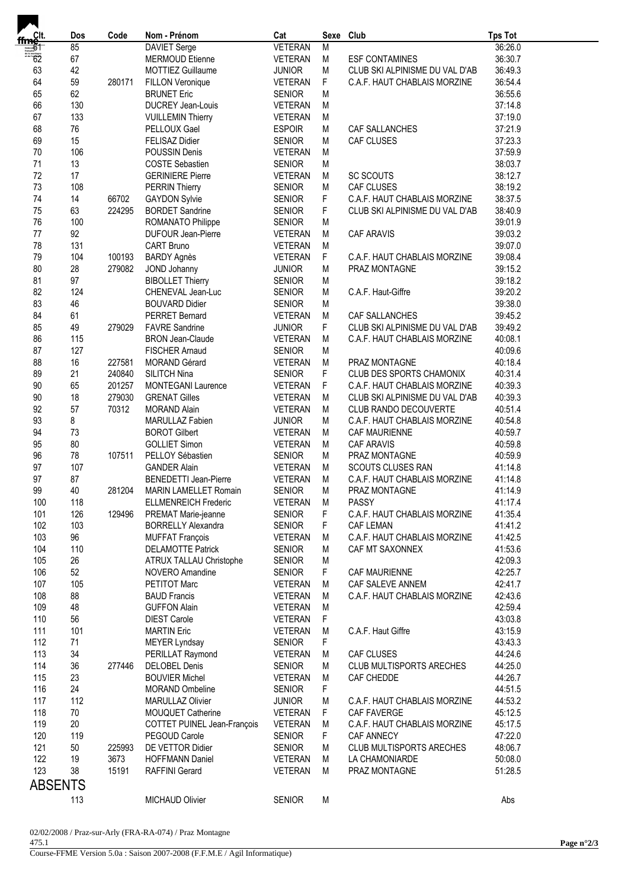| Clt. | Dos | Code | Nom - Prénom | Cat | Sexe | Club | Tps Tot |
|---|---|---|---|---|---|---|---|
| 61 | 85 | | DAVIET Serge | VETERAN | M | | 36:26.0 |
| 62 | 67 | | MERMOUD Etienne | VETERAN | M | ESF CONTAMINES | 36:30.7 |
| 63 | 42 | | MOTTIEZ Guillaume | JUNIOR | M | CLUB SKI ALPINISME DU VAL D'AB | 36:49.3 |
| 64 | 59 | 280171 | FILLON Veronique | VETERAN | F | C.A.F. HAUT CHABLAIS MORZINE | 36:54.4 |
| 65 | 62 | | BRUNET Eric | SENIOR | M | | 36:55.6 |
| 66 | 130 | | DUCREY Jean-Louis | VETERAN | M | | 37:14.8 |
| 67 | 133 | | VUILLEMIN Thierry | VETERAN | M | | 37:19.0 |
| 68 | 76 | | PELLOUX Gael | ESPOIR | M | CAF SALLANCHES | 37:21.9 |
| 69 | 15 | | FELISAZ Didier | SENIOR | M | CAF CLUSES | 37:23.3 |
| 70 | 106 | | POUSSIN Denis | VETERAN | M | | 37:59.9 |
| 71 | 13 | | COSTE Sebastien | SENIOR | M | | 38:03.7 |
| 72 | 17 | | GERINIERE Pierre | VETERAN | M | SC SCOUTS | 38:12.7 |
| 73 | 108 | | PERRIN Thierry | SENIOR | M | CAF CLUSES | 38:19.2 |
| 74 | 14 | 66702 | GAYDON Sylvie | SENIOR | F | C.A.F. HAUT CHABLAIS MORZINE | 38:37.5 |
| 75 | 63 | 224295 | BORDET Sandrine | SENIOR | F | CLUB SKI ALPINISME DU VAL D'AB | 38:40.9 |
| 76 | 100 | | ROMANATO Philippe | SENIOR | M | | 39:01.9 |
| 77 | 92 | | DUFOUR Jean-Pierre | VETERAN | M | CAF ARAVIS | 39:03.2 |
| 78 | 131 | | CART Bruno | VETERAN | M | | 39:07.0 |
| 79 | 104 | 100193 | BARDY Agnès | VETERAN | F | C.A.F. HAUT CHABLAIS MORZINE | 39:08.4 |
| 80 | 28 | 279082 | JOND Johanny | JUNIOR | M | PRAZ MONTAGNE | 39:15.2 |
| 81 | 97 | | BIBOLLET Thierry | SENIOR | M | | 39:18.2 |
| 82 | 124 | | CHENEVAL Jean-Luc | SENIOR | M | C.A.F. Haut-Giffre | 39:20.2 |
| 83 | 46 | | BOUVARD Didier | SENIOR | M | | 39:38.0 |
| 84 | 61 | | PERRET Bernard | VETERAN | M | CAF SALLANCHES | 39:45.2 |
| 85 | 49 | 279029 | FAVRE Sandrine | JUNIOR | F | CLUB SKI ALPINISME DU VAL D'AB | 39:49.2 |
| 86 | 115 | | BRON Jean-Claude | VETERAN | M | C.A.F. HAUT CHABLAIS MORZINE | 40:08.1 |
| 87 | 127 | | FISCHER Arnaud | SENIOR | M | | 40:09.6 |
| 88 | 16 | 227581 | MORAND Gérard | VETERAN | M | PRAZ MONTAGNE | 40:18.4 |
| 89 | 21 | 240840 | SILITCH Nina | SENIOR | F | CLUB DES SPORTS CHAMONIX | 40:31.4 |
| 90 | 65 | 201257 | MONTEGANI Laurence | VETERAN | F | C.A.F. HAUT CHABLAIS MORZINE | 40:39.3 |
| 90 | 18 | 279030 | GRENAT Gilles | VETERAN | M | CLUB SKI ALPINISME DU VAL D'AB | 40:39.3 |
| 92 | 57 | 70312 | MORAND Alain | VETERAN | M | CLUB RANDO DECOUVERTE | 40:51.4 |
| 93 | 8 | | MARULLAZ Fabien | JUNIOR | M | C.A.F. HAUT CHABLAIS MORZINE | 40:54.8 |
| 94 | 73 | | BOROT Gilbert | VETERAN | M | CAF MAURIENNE | 40:59.7 |
| 95 | 80 | | GOLLIET Simon | VETERAN | M | CAF ARAVIS | 40:59.8 |
| 96 | 78 | 107511 | PELLOY Sébastien | SENIOR | M | PRAZ MONTAGNE | 40:59.9 |
| 97 | 107 | | GANDER Alain | VETERAN | M | SCOUTS CLUSES RAN | 41:14.8 |
| 97 | 87 | | BENEDETTI Jean-Pierre | VETERAN | M | C.A.F. HAUT CHABLAIS MORZINE | 41:14.8 |
| 99 | 40 | 281204 | MARIN LAMELLET Romain | SENIOR | M | PRAZ MONTAGNE | 41:14.9 |
| 100 | 118 | | ELLMENREICH Frederic | VETERAN | M | PASSY | 41:17.4 |
| 101 | 126 | 129496 | PREMAT Marie-jeanne | SENIOR | F | C.A.F. HAUT CHABLAIS MORZINE | 41:35.4 |
| 102 | 103 | | BORRELLY Alexandra | SENIOR | F | CAF LEMAN | 41:41.2 |
| 103 | 96 | | MUFFAT François | VETERAN | M | C.A.F. HAUT CHABLAIS MORZINE | 41:42.5 |
| 104 | 110 | | DELAMOTTE Patrick | SENIOR | M | CAF MT SAXONNEX | 41:53.6 |
| 105 | 26 | | ATRUX TALLAU Christophe | SENIOR | M | | 42:09.3 |
| 106 | 52 | | NOVERO Amandine | SENIOR | F | CAF MAURIENNE | 42:25.7 |
| 107 | 105 | | PETITOT Marc | VETERAN | M | CAF SALEVE ANNEM | 42:41.7 |
| 108 | 88 | | BAUD Francis | VETERAN | M | C.A.F. HAUT CHABLAIS MORZINE | 42:43.6 |
| 109 | 48 | | GUFFON Alain | VETERAN | M | | 42:59.4 |
| 110 | 56 | | DIEST Carole | VETERAN | F | | 43:03.8 |
| 111 | 101 | | MARTIN Eric | VETERAN | M | C.A.F. Haut Giffre | 43:15.9 |
| 112 | 71 | | MEYER Lyndsay | SENIOR | F | | 43:43.3 |
| 113 | 34 | | PERILLAT Raymond | VETERAN | M | CAF CLUSES | 44:24.6 |
| 114 | 36 | 277446 | DELOBEL Denis | SENIOR | M | CLUB MULTISPORTS ARECHES | 44:25.0 |
| 115 | 23 | | BOUVIER Michel | VETERAN | M | CAF CHEDDE | 44:26.7 |
| 116 | 24 | | MORAND Ombeline | SENIOR | F | | 44:51.5 |
| 117 | 112 | | MARULLAZ Olivier | JUNIOR | M | C.A.F. HAUT CHABLAIS MORZINE | 44:53.2 |
| 118 | 70 | | MOUQUET Catherine | VETERAN | F | CAF FAVERGE | 45:12.5 |
| 119 | 20 | | COTTET PUINEL Jean-François | VETERAN | M | C.A.F. HAUT CHABLAIS MORZINE | 45:17.5 |
| 120 | 119 | | PEGOUD Carole | SENIOR | F | CAF ANNECY | 47:22.0 |
| 121 | 50 | 225993 | DE VETTOR Didier | SENIOR | M | CLUB MULTISPORTS ARECHES | 48:06.7 |
| 122 | 19 | 3673 | HOFFMANN Daniel | VETERAN | M | LA CHAMONIARDE | 50:08.0 |
| 123 | 38 | 15191 | RAFFINI Gerard | VETERAN | M | PRAZ MONTAGNE | 51:28.5 |

## ABSENTS

| | Dos | Code | Nom - Prénom | Cat | Sexe | Club | Tps Tot |
|---|---|---|---|---|---|---|---|
| | 113 | | MICHAUD Olivier | SENIOR | M | | Abs |

02/02/2008 / Praz-sur-Arly (FRA-RA-074) / Praz Montagne
475.1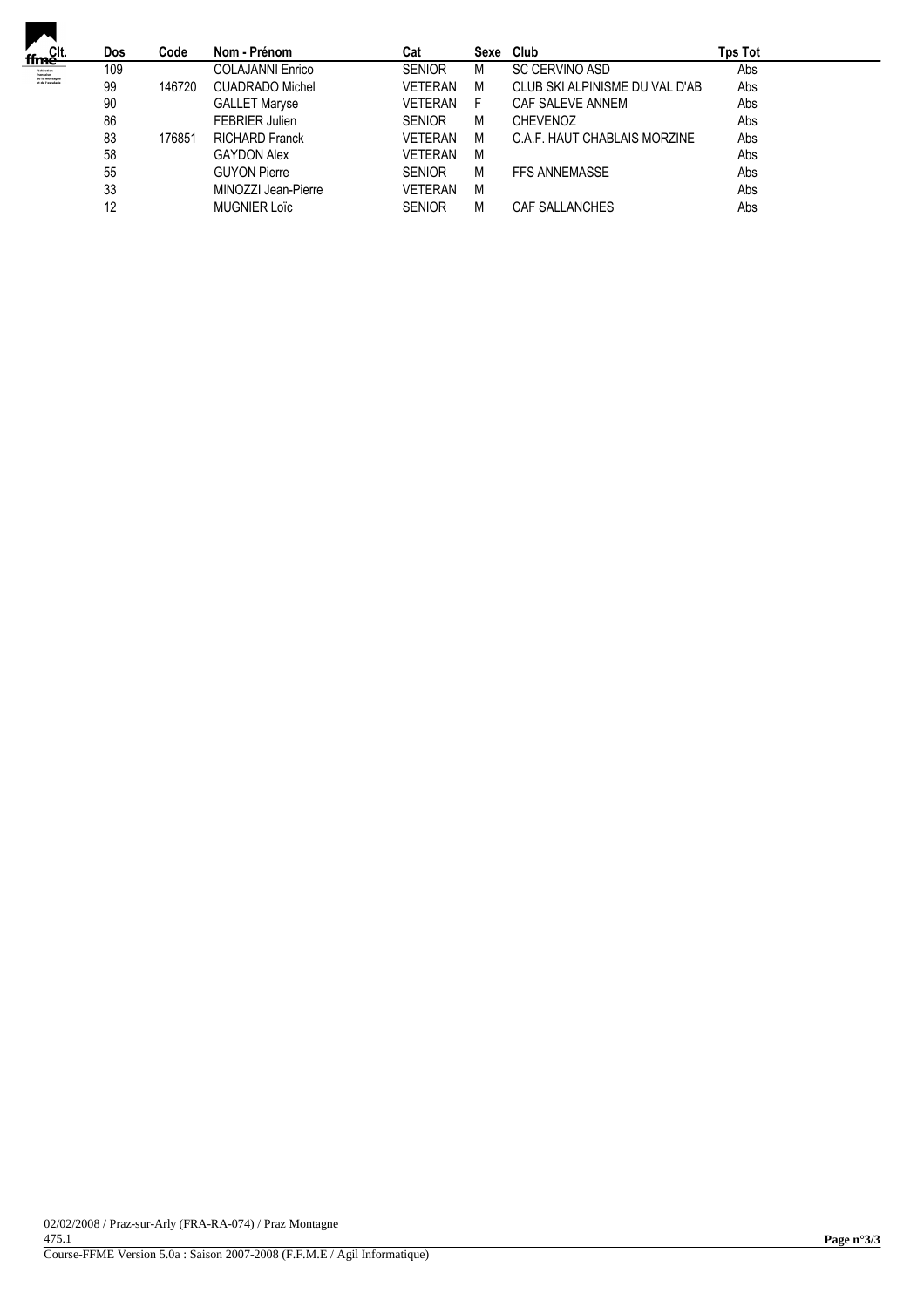| Clt. | Dos | Code | Nom - Prénom | Cat | Sexe | Club | Tps Tot |
|---|---|---|---|---|---|---|---|
| | 109 | | COLAJANNI Enrico | SENIOR | M | SC CERVINO ASD | Abs |
| | 99 | 146720 | CUADRADO Michel | VETERAN | M | CLUB SKI ALPINISME DU VAL D'AB | Abs |
| | 90 | | GALLET Maryse | VETERAN | F | CAF SALEVE ANNEM | Abs |
| | 86 | | FEBRIER Julien | SENIOR | M | CHEVENOZ | Abs |
| | 83 | 176851 | RICHARD Franck | VETERAN | M | C.A.F. HAUT CHABLAIS MORZINE | Abs |
| | 58 | | GAYDON Alex | VETERAN | M | | Abs |
| | 55 | | GUYON Pierre | SENIOR | M | FFS ANNEMASSE | Abs |
| | 33 | | MINOZZI Jean-Pierre | VETERAN | M | | Abs |
| | 12 | | MUGNIER Loïc | SENIOR | M | CAF SALLANCHES | Abs |

02/02/2008 / Praz-sur-Arly (FRA-RA-074) / Praz Montagne
475.1
Course-FFME Version 5.0a : Saison 2007-2008 (F.F.M.E / Agil Informatique)